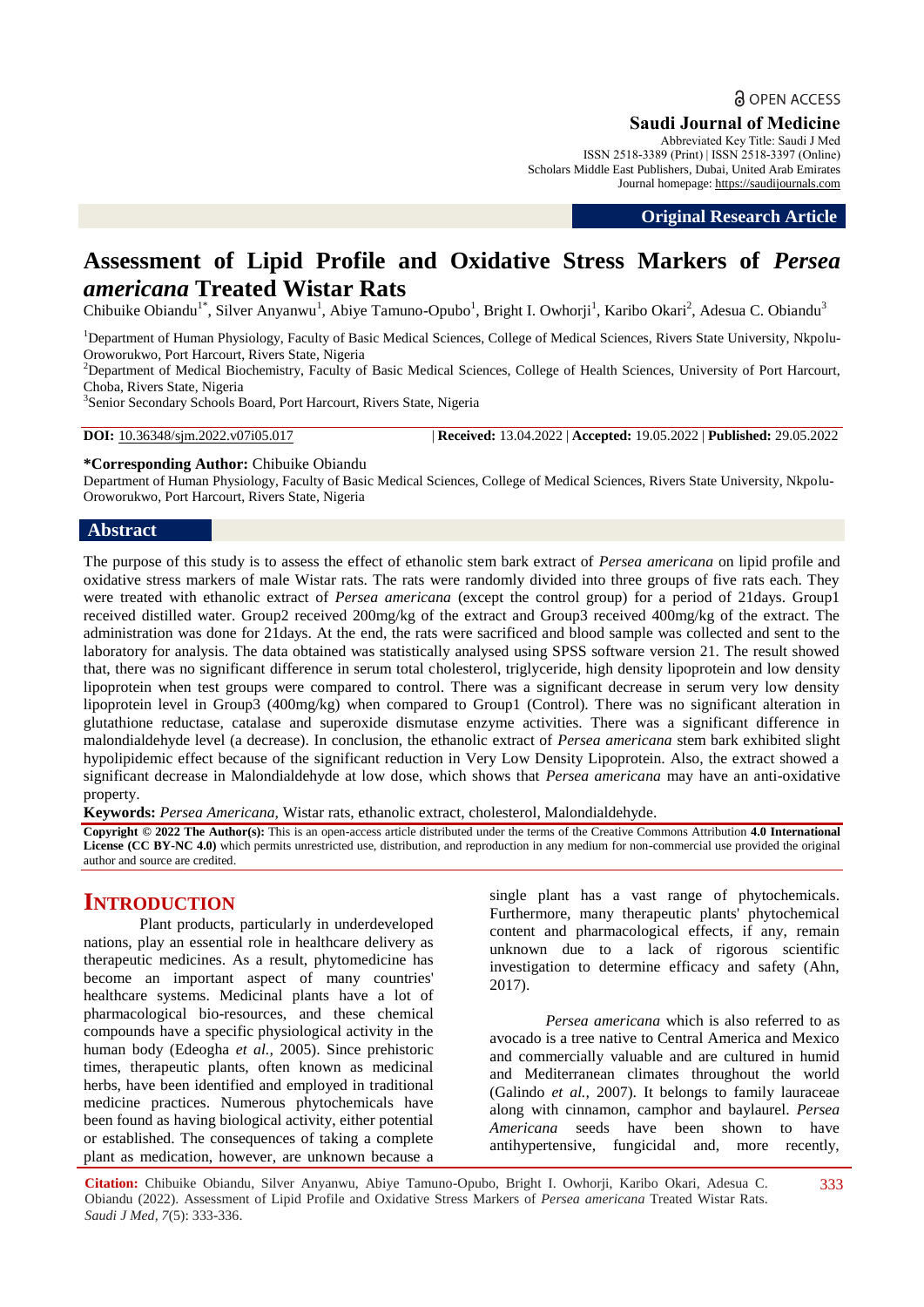# Assessment of Lipid Profile and Oxidative Stress Markers of *Persea americana* Treated Wistar Rats

Chibuike Obiandu[1*], Silver Anyanwu[1], Abiye Tamuno-Opubo[1], Bright I. Owhorji[1], Karibo Okari[2], Adesua C. Obiandu[3]

[1]Department of Human Physiology, Faculty of Basic Medical Sciences, College of Medical Sciences, Rivers State University, Nkpolu-Oroworukwo, Port Harcourt, Rivers State, Nigeria

[2]Department of Medical Biochemistry, Faculty of Basic Medical Sciences, College of Health Sciences, University of Port Harcourt, Choba, Rivers State, Nigeria

[3]Senior Secondary Schools Board, Port Harcourt, Rivers State, Nigeria

**DOI:** 10.36348/sjm.2022.v07i05.017 | **Received:** 13.04.2022 | **Accepted:** 19.05.2022 | **Published:** 29.05.2022

**\*Corresponding Author:** Chibuike Obiandu
Department of Human Physiology, Faculty of Basic Medical Sciences, College of Medical Sciences, Rivers State University, Nkpolu-Oroworukwo, Port Harcourt, Rivers State, Nigeria

## Abstract

The purpose of this study is to assess the effect of ethanolic stem bark extract of *Persea americana* on lipid profile and oxidative stress markers of male Wistar rats. The rats were randomly divided into three groups of five rats each. They were treated with ethanolic extract of *Persea americana* (except the control group) for a period of 21days. Group1 received distilled water. Group2 received 200mg/kg of the extract and Group3 received 400mg/kg of the extract. The administration was done for 21days. At the end, the rats were sacrificed and blood sample was collected and sent to the laboratory for analysis. The data obtained was statistically analysed using SPSS software version 21. The result showed that, there was no significant difference in serum total cholesterol, triglyceride, high density lipoprotein and low density lipoprotein when test groups were compared to control. There was a significant decrease in serum very low density lipoprotein level in Group3 (400mg/kg) when compared to Group1 (Control). There was no significant alteration in glutathione reductase, catalase and superoxide dismutase enzyme activities. There was a significant difference in malondialdehyde level (a decrease). In conclusion, the ethanolic extract of *Persea americana* stem bark exhibited slight hypolipidemic effect because of the significant reduction in Very Low Density Lipoprotein. Also, the extract showed a significant decrease in Malondialdehyde at low dose, which shows that *Persea americana* may have an anti-oxidative property.

**Keywords:** *Persea Americana,* Wistar rats, ethanolic extract, cholesterol, Malondialdehyde.

**Copyright © 2022 The Author(s):** This is an open-access article distributed under the terms of the Creative Commons Attribution **4.0 International License (CC BY-NC 4.0)** which permits unrestricted use, distribution, and reproduction in any medium for non-commercial use provided the original author and source are credited.

## INTRODUCTION

Plant products, particularly in underdeveloped nations, play an essential role in healthcare delivery as therapeutic medicines. As a result, phytomedicine has become an important aspect of many countries' healthcare systems. Medicinal plants have a lot of pharmacological bio-resources, and these chemical compounds have a specific physiological activity in the human body (Edeogha *et al.,* 2005). Since prehistoric times, therapeutic plants, often known as medicinal herbs, have been identified and employed in traditional medicine practices. Numerous phytochemicals have been found as having biological activity, either potential or established. The consequences of taking a complete plant as medication, however, are unknown because a single plant has a vast range of phytochemicals. Furthermore, many therapeutic plants' phytochemical content and pharmacological effects, if any, remain unknown due to a lack of rigorous scientific investigation to determine efficacy and safety (Ahn, 2017).

*Persea americana* which is also referred to as avocado is a tree native to Central America and Mexico and commercially valuable and are cultured in humid and Mediterranean climates throughout the world (Galindo *et al.,* 2007). It belongs to family lauraceae along with cinnamon, camphor and baylaurel. *Persea Americana* seeds have been shown to have antihypertensive, fungicidal and, more recently,

**Citation:** Chibuike Obiandu, Silver Anyanwu, Abiye Tamuno-Opubo, Bright I. Owhorji, Karibo Okari, Adesua C. Obiandu (2022). Assessment of Lipid Profile and Oxidative Stress Markers of *Persea americana* Treated Wistar Rats. *Saudi J Med, 7*(5): 333-336.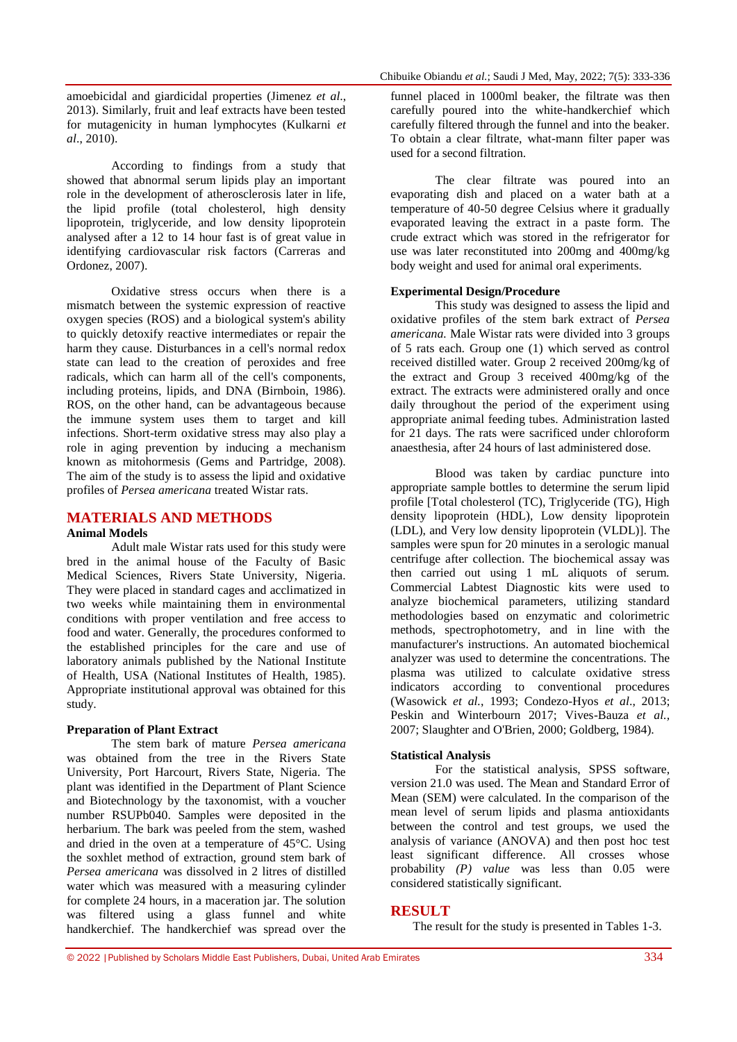amoebicidal and giardicidal properties (Jimenez *et al.*, 2013). Similarly, fruit and leaf extracts have been tested for mutagenicity in human lymphocytes (Kulkarni *et al*., 2010).

According to findings from a study that showed that abnormal serum lipids play an important role in the development of atherosclerosis later in life, the lipid profile (total cholesterol, high density lipoprotein, triglyceride, and low density lipoprotein analysed after a 12 to 14 hour fast is of great value in identifying cardiovascular risk factors (Carreras and Ordonez, 2007).

Oxidative stress occurs when there is a mismatch between the systemic expression of reactive oxygen species (ROS) and a biological system's ability to quickly detoxify reactive intermediates or repair the harm they cause. Disturbances in a cell's normal redox state can lead to the creation of peroxides and free radicals, which can harm all of the cell's components, including proteins, lipids, and DNA (Birnboin, 1986). ROS, on the other hand, can be advantageous because the immune system uses them to target and kill infections. Short-term oxidative stress may also play a role in aging prevention by inducing a mechanism known as mitohormesis (Gems and Partridge, 2008). The aim of the study is to assess the lipid and oxidative profiles of *Persea americana* treated Wistar rats.

## MATERIALS AND METHODS

### Animal Models

Adult male Wistar rats used for this study were bred in the animal house of the Faculty of Basic Medical Sciences, Rivers State University, Nigeria. They were placed in standard cages and acclimatized in two weeks while maintaining them in environmental conditions with proper ventilation and free access to food and water. Generally, the procedures conformed to the established principles for the care and use of laboratory animals published by the National Institute of Health, USA (National Institutes of Health, 1985). Appropriate institutional approval was obtained for this study.

### Preparation of Plant Extract

The stem bark of mature *Persea americana* was obtained from the tree in the Rivers State University, Port Harcourt, Rivers State, Nigeria. The plant was identified in the Department of Plant Science and Biotechnology by the taxonomist, with a voucher number RSUPb040. Samples were deposited in the herbarium. The bark was peeled from the stem, washed and dried in the oven at a temperature of 45°C. Using the soxhlet method of extraction, ground stem bark of *Persea americana* was dissolved in 2 litres of distilled water which was measured with a measuring cylinder for complete 24 hours, in a maceration jar. The solution was filtered using a glass funnel and white handkerchief. The handkerchief was spread over the funnel placed in 1000ml beaker, the filtrate was then carefully poured into the white-handkerchief which carefully filtered through the funnel and into the beaker. To obtain a clear filtrate, what-mann filter paper was used for a second filtration.

The clear filtrate was poured into an evaporating dish and placed on a water bath at a temperature of 40-50 degree Celsius where it gradually evaporated leaving the extract in a paste form. The crude extract which was stored in the refrigerator for use was later reconstituted into 200mg and 400mg/kg body weight and used for animal oral experiments.

### Experimental Design/Procedure

This study was designed to assess the lipid and oxidative profiles of the stem bark extract of *Persea americana.* Male Wistar rats were divided into 3 groups of 5 rats each. Group one (1) which served as control received distilled water. Group 2 received 200mg/kg of the extract and Group 3 received 400mg/kg of the extract. The extracts were administered orally and once daily throughout the period of the experiment using appropriate animal feeding tubes. Administration lasted for 21 days. The rats were sacrificed under chloroform anaesthesia, after 24 hours of last administered dose.

Blood was taken by cardiac puncture into appropriate sample bottles to determine the serum lipid profile [Total cholesterol (TC), Triglyceride (TG), High density lipoprotein (HDL), Low density lipoprotein (LDL), and Very low density lipoprotein (VLDL)]. The samples were spun for 20 minutes in a serologic manual centrifuge after collection. The biochemical assay was then carried out using 1 mL aliquots of serum. Commercial Labtest Diagnostic kits were used to analyze biochemical parameters, utilizing standard methodologies based on enzymatic and colorimetric methods, spectrophotometry, and in line with the manufacturer's instructions. An automated biochemical analyzer was used to determine the concentrations. The plasma was utilized to calculate oxidative stress indicators according to conventional procedures (Wasowick *et al.*, 1993; Condezo-Hyos *et al*., 2013; Peskin and Winterbourn 2017; Vives-Bauza *et al.*, 2007; Slaughter and O'Brien, 2000; Goldberg, 1984).

### Statistical Analysis

For the statistical analysis, SPSS software, version 21.0 was used. The Mean and Standard Error of Mean (SEM) were calculated. In the comparison of the mean level of serum lipids and plasma antioxidants between the control and test groups, we used the analysis of variance (ANOVA) and then post hoc test least significant difference. All crosses whose probability *(P) value* was less than 0.05 were considered statistically significant.

## RESULT

The result for the study is presented in Tables 1-3.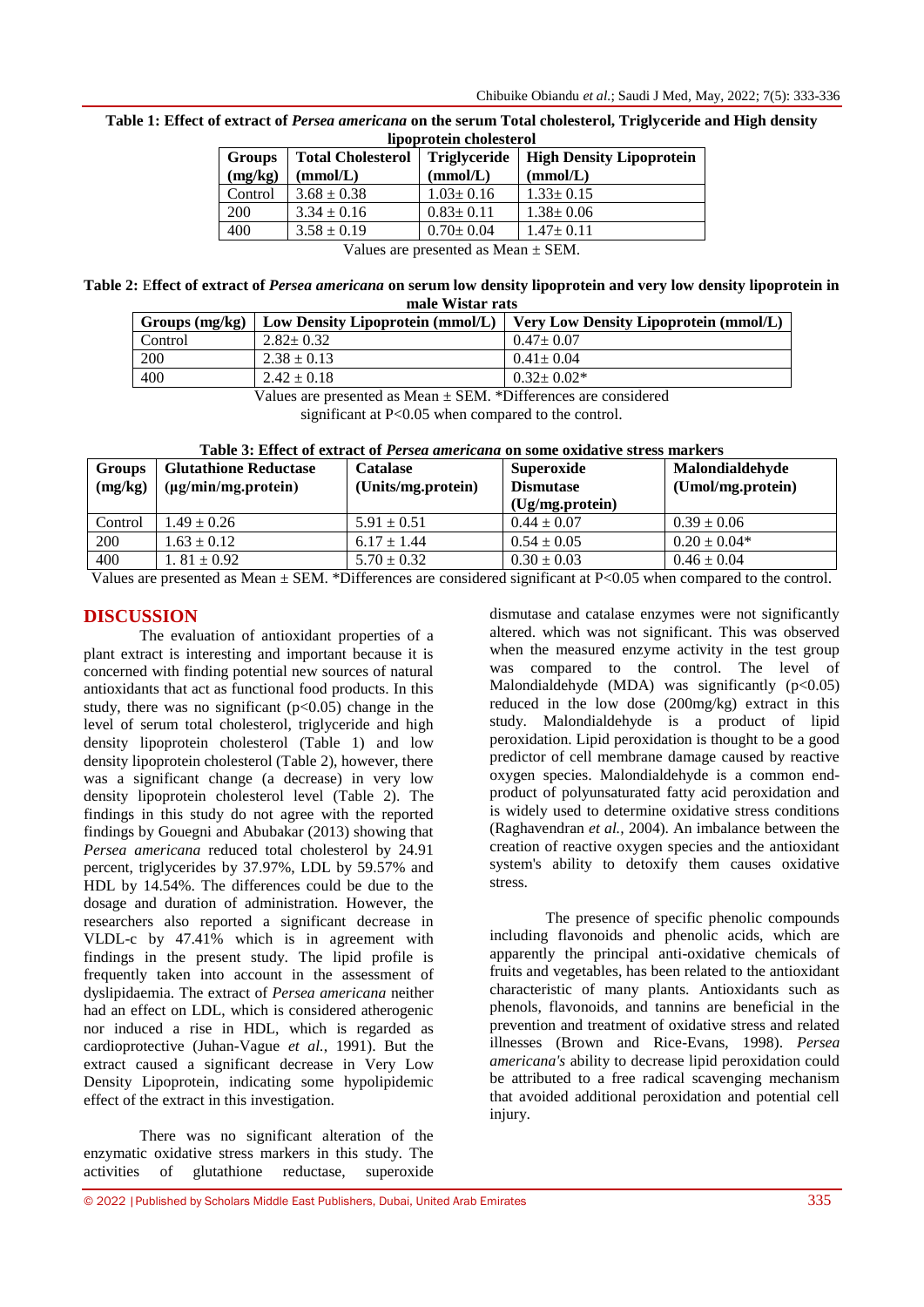**Table 1: Effect of extract of *Persea americana* on the serum Total cholesterol, Triglyceride and High density lipoprotein cholesterol**

| Groups (mg/kg) | Total Cholesterol (mmol/L) | Triglyceride (mmol/L) | High Density Lipoprotein (mmol/L) |
|---|---|---|---|
| Control | 3.68 ± 0.38 | 1.03± 0.16 | 1.33± 0.15 |
| 200 | 3.34 ± 0.16 | 0.83± 0.11 | 1.38± 0.06 |
| 400 | 3.58 ± 0.19 | 0.70± 0.04 | 1.47± 0.11 |

Values are presented as Mean ± SEM.

**Table 2: Effect of extract of *Persea americana* on serum low density lipoprotein and very low density lipoprotein in male Wistar rats**

| Groups (mg/kg) | Low Density Lipoprotein (mmol/L) | Very Low Density Lipoprotein (mmol/L) |
|---|---|---|
| Control | 2.82± 0.32 | 0.47± 0.07 |
| 200 | 2.38 ± 0.13 | 0.41± 0.04 |
| 400 | 2.42 ± 0.18 | 0.32± 0.02* |

Values are presented as Mean ± SEM. *Differences are considered significant at P<0.05 when compared to the control.

**Table 3: Effect of extract of *Persea americana* on some oxidative stress markers**

| Groups (mg/kg) | Glutathione Reductase (μg/min/mg.protein) | Catalase (Units/mg.protein) | Superoxide Dismutase (Ug/mg.protein) | Malondialdehyde (Umol/mg.protein) |
|---|---|---|---|---|
| Control | 1.49 ± 0.26 | 5.91 ± 0.51 | 0.44 ± 0.07 | 0.39 ± 0.06 |
| 200 | 1.63 ± 0.12 | 6.17 ± 1.44 | 0.54 ± 0.05 | 0.20 ± 0.04* |
| 400 | 1. 81 ± 0.92 | 5.70 ± 0.32 | 0.30 ± 0.03 | 0.46 ± 0.04 |

Values are presented as Mean ± SEM. *Differences are considered significant at P<0.05 when compared to the control.

## DISCUSSION

The evaluation of antioxidant properties of a plant extract is interesting and important because it is concerned with finding potential new sources of natural antioxidants that act as functional food products. In this study, there was no significant ($p<0.05$) change in the level of serum total cholesterol, triglyceride and high density lipoprotein cholesterol (Table 1) and low density lipoprotein cholesterol (Table 2), however, there was a significant change (a decrease) in very low density lipoprotein cholesterol level (Table 2). The findings in this study do not agree with the reported findings by Gouegni and Abubakar (2013) showing that *Persea americana* reduced total cholesterol by 24.91 percent, triglycerides by 37.97%, LDL by 59.57% and HDL by 14.54%. The differences could be due to the dosage and duration of administration. However, the researchers also reported a significant decrease in VLDL-c by 47.41% which is in agreement with findings in the present study. The lipid profile is frequently taken into account in the assessment of dyslipidaemia. The extract of *Persea americana* neither had an effect on LDL, which is considered atherogenic nor induced a rise in HDL, which is regarded as cardioprotective (Juhan-Vague *et al.*, 1991). But the extract caused a significant decrease in Very Low Density Lipoprotein, indicating some hypolipidemic effect of the extract in this investigation.

There was no significant alteration of the enzymatic oxidative stress markers in this study. The activities of glutathione reductase, superoxide dismutase and catalase enzymes were not significantly altered. which was not significant. This was observed when the measured enzyme activity in the test group was compared to the control. The level of Malondialdehyde (MDA) was significantly ($p<0.05$) reduced in the low dose (200mg/kg) extract in this study. Malondialdehyde is a product of lipid peroxidation. Lipid peroxidation is thought to be a good predictor of cell membrane damage caused by reactive oxygen species. Malondialdehyde is a common end-product of polyunsaturated fatty acid peroxidation and is widely used to determine oxidative stress conditions (Raghavendran *et al.*, 2004). An imbalance between the creation of reactive oxygen species and the antioxidant system's ability to detoxify them causes oxidative stress.

The presence of specific phenolic compounds including flavonoids and phenolic acids, which are apparently the principal anti-oxidative chemicals of fruits and vegetables, has been related to the antioxidant characteristic of many plants. Antioxidants such as phenols, flavonoids, and tannins are beneficial in the prevention and treatment of oxidative stress and related illnesses (Brown and Rice-Evans, 1998). *Persea americana's* ability to decrease lipid peroxidation could be attributed to a free radical scavenging mechanism that avoided additional peroxidation and potential cell injury.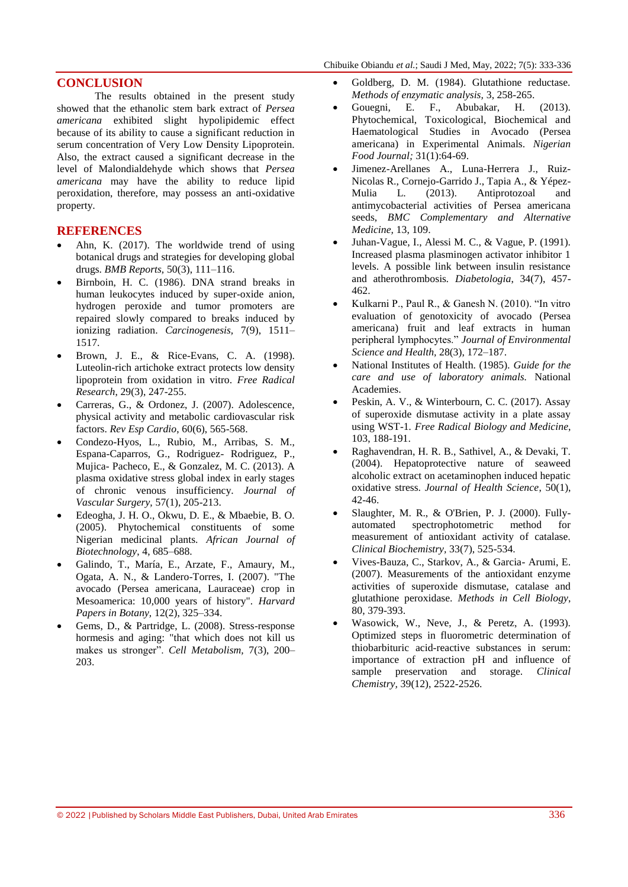## CONCLUSION

The results obtained in the present study showed that the ethanolic stem bark extract of *Persea americana* exhibited slight hypolipidemic effect because of its ability to cause a significant reduction in serum concentration of Very Low Density Lipoprotein. Also, the extract caused a significant decrease in the level of Malondialdehyde which shows that *Persea americana* may have the ability to reduce lipid peroxidation, therefore, may possess an anti-oxidative property.

## REFERENCES

- Ahn, K. (2017). The worldwide trend of using botanical drugs and strategies for developing global drugs. *BMB Reports*, 50(3), 111–116.
- Birnboin, H. C. (1986). DNA strand breaks in human leukocytes induced by super-oxide anion, hydrogen peroxide and tumor promoters are repaired slowly compared to breaks induced by ionizing radiation. *Carcinogenesis*, 7(9), 1511–1517.
- Brown, J. E., & Rice-Evans, C. A. (1998). Luteolin-rich artichoke extract protects low density lipoprotein from oxidation in vitro. *Free Radical Research*, 29(3), 247-255.
- Carreras, G., & Ordonez, J. (2007). Adolescence, physical activity and metabolic cardiovascular risk factors. *Rev Esp Cardio*, 60(6), 565-568.
- Condezo-Hyos, L., Rubio, M., Arribas, S. M., Espana-Caparros, G., Rodriguez- Rodriguez, P., Mujica- Pacheco, E., & Gonzalez, M. C. (2013). A plasma oxidative stress global index in early stages of chronic venous insufficiency. *Journal of Vascular Surgery*, 57(1), 205-213.
- Edeogha, J. H. O., Okwu, D. E., & Mbaebie, B. O. (2005). Phytochemical constituents of some Nigerian medicinal plants. *African Journal of Biotechnology*, 4, 685–688.
- Galindo, T., María, E., Arzate, F., Amaury, M., Ogata, A. N., & Landero-Torres, I. (2007). "The avocado (Persea americana, Lauraceae) crop in Mesoamerica: 10,000 years of history". *Harvard Papers in Botany*, 12(2), 325–334.
- Gems, D., & Partridge, L. (2008). Stress-response hormesis and aging: "that which does not kill us makes us stronger". *Cell Metabolism*, 7(3), 200–203.
- Goldberg, D. M. (1984). Glutathione reductase. *Methods of enzymatic analysis*, 3, 258-265.
- Gouegni, E. F., Abubakar, H. (2013). Phytochemical, Toxicological, Biochemical and Haematological Studies in Avocado (Persea americana) in Experimental Animals. *Nigerian Food Journal;* 31(1):64-69.
- Jimenez-Arellanes A., Luna-Herrera J., Ruiz-Nicolas R., Cornejo-Garrido J., Tapia A., & Yépez-Mulia L. (2013). Antiprotozoal and antimycobacterial activities of Persea americana seeds, *BMC Complementary and Alternative Medicine*, 13, 109.
- Juhan-Vague, I., Alessi M. C., & Vague, P. (1991). Increased plasma plasminogen activator inhibitor 1 levels. A possible link between insulin resistance and atherothrombosis. *Diabetologia*, 34(7), 457-462.
- Kulkarni P., Paul R., & Ganesh N. (2010). "In vitro evaluation of genotoxicity of avocado (Persea americana) fruit and leaf extracts in human peripheral lymphocytes." *Journal of Environmental Science and Health*, 28(3), 172–187.
- National Institutes of Health. (1985). *Guide for the care and use of laboratory animals.* National Academies.
- Peskin, A. V., & Winterbourn, C. C. (2017). Assay of superoxide dismutase activity in a plate assay using WST-1. *Free Radical Biology and Medicine*, 103, 188-191.
- Raghavendran, H. R. B., Sathivel, A., & Devaki, T. (2004). Hepatoprotective nature of seaweed alcoholic extract on acetaminophen induced hepatic oxidative stress. *Journal of Health Science*, 50(1), 42-46.
- Slaughter, M. R., & O'Brien, P. J. (2000). Fully-automated spectrophotometric method for measurement of antioxidant activity of catalase. *Clinical Biochemistry*, 33(7), 525-534.
- Vives-Bauza, C., Starkov, A., & Garcia- Arumi, E. (2007). Measurements of the antioxidant enzyme activities of superoxide dismutase, catalase and glutathione peroxidase. *Methods in Cell Biology*, 80, 379-393.
- Wasowick, W., Neve, J., & Peretz, A. (1993). Optimized steps in fluorometric determination of thiobarbituric acid-reactive substances in serum: importance of extraction pH and influence of sample preservation and storage. *Clinical Chemistry*, 39(12), 2522-2526.